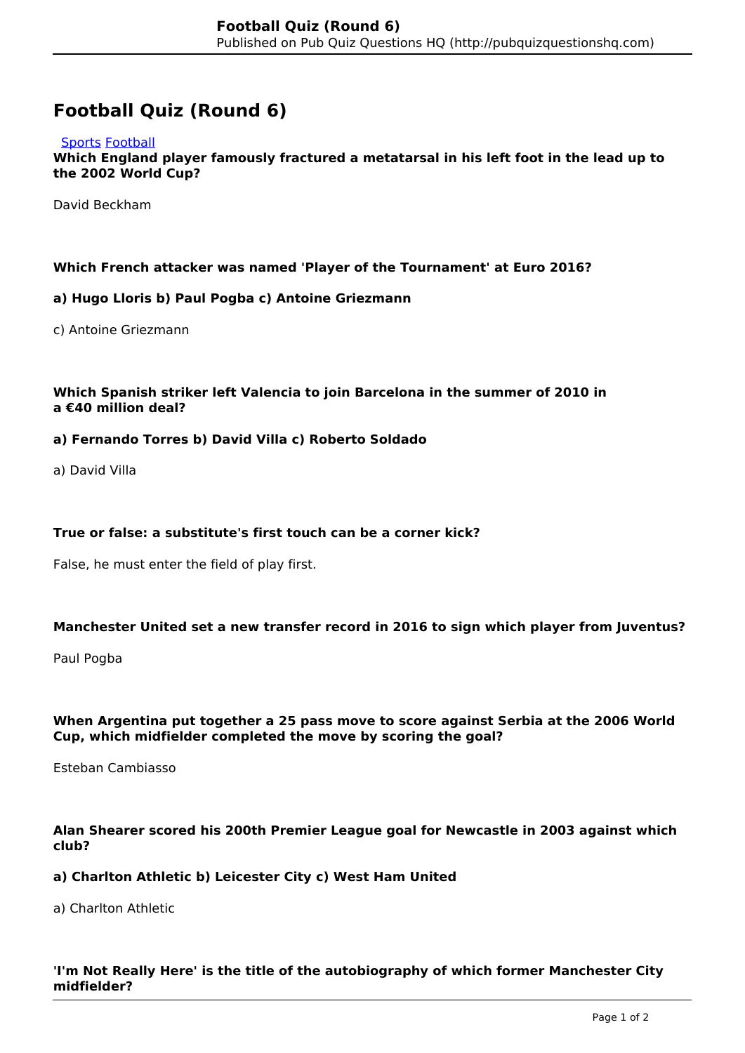# Football Quiz (Round 6)

[Sports](#) [Football](#)

**Which England player famously fractured a metatarsal in his left foot in the lead up to the 2002 World Cup?**

David Beckham

**Which French attacker was named 'Player of the Tournament' at Euro 2016?**

**a) Hugo Lloris b) Paul Pogba c) Antoine Griezmann**

c) Antoine Griezmann

**Which Spanish striker left Valencia to join Barcelona in the summer of 2010 in a €40 million deal?**

**a) Fernando Torres b) David Villa c) Roberto Soldado**

a) David Villa

**True or false: a substitute's first touch can be a corner kick?**

False, he must enter the field of play first.

**Manchester United set a new transfer record in 2016 to sign which player from Juventus?**

Paul Pogba

**When Argentina put together a 25 pass move to score against Serbia at the 2006 World Cup, which midfielder completed the move by scoring the goal?**

Esteban Cambiasso

**Alan Shearer scored his 200th Premier League goal for Newcastle in 2003 against which club?**

**a) Charlton Athletic b) Leicester City c) West Ham United**

a) Charlton Athletic

**'I'm Not Really Here' is the title of the autobiography of which former Manchester City midfielder?**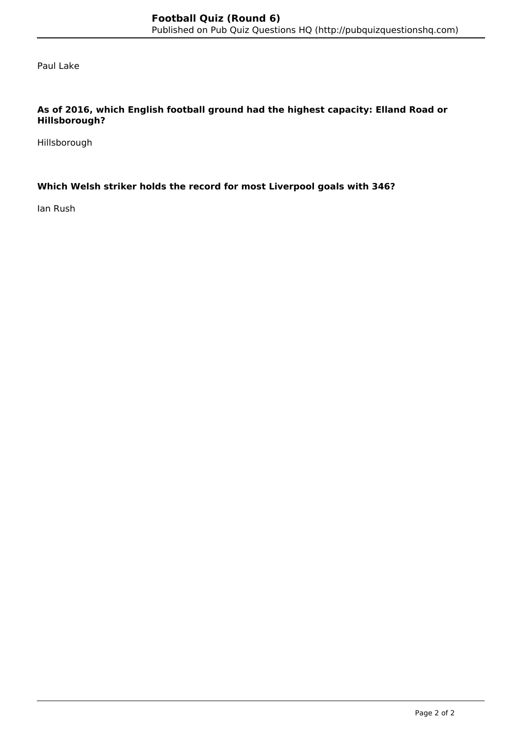Paul Lake

**As of 2016, which English football ground had the highest capacity: Elland Road or Hillsborough?**

Hillsborough

**Which Welsh striker holds the record for most Liverpool goals with 346?**

Ian Rush